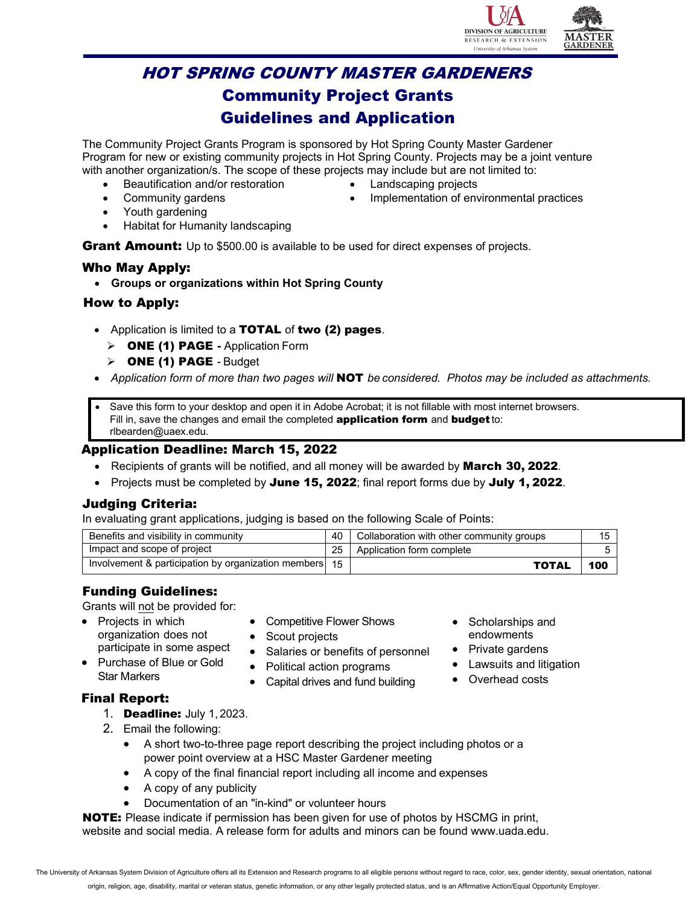# HOT SPRING COUNTY MASTER GARDENERS

## Community Project Grants
## Guidelines and Application

The Community Project Grants Program is sponsored by Hot Spring County Master Gardener Program for new or existing community projects in Hot Spring County. Projects may be a joint venture with another organization/s. The scope of these projects may include but are not limited to:

- Beautification and/or restoration
- Community gardens
- Youth gardening
- Habitat for Humanity landscaping
- Landscaping projects
- Implementation of environmental practices

**Grant Amount:** Up to $500.00 is available to be used for direct expenses of projects.

### Who May Apply:

- **Groups or organizations within Hot Spring County**

### How to Apply:

- Application is limited to a **TOTAL** of **two (2) pages**.
  - **ONE (1) PAGE -** Application Form
  - **ONE (1) PAGE** - Budget
- *Application form of more than two pages will* **NOT** *be considered. Photos may be included as attachments.*

> - Save this form to your desktop and open it in Adobe Acrobat; it is not fillable with most internet browsers. Fill in, save the changes and email the completed **application form** and **budget** to: rlbearden@uaex.edu.

### Application Deadline: March 15, 2022

- Recipients of grants will be notified, and all money will be awarded by **March 30, 2022**.
- Projects must be completed by **June 15, 2022**; final report forms due by **July 1, 2022**.

### Judging Criteria:

In evaluating grant applications, judging is based on the following Scale of Points:

| Criterion | Points | Criterion | Points |
|---|---|---|---|
| Benefits and visibility in community | 40 | Collaboration with other community groups | 15 |
| Impact and scope of project | 25 | Application form complete | 5 |
| Involvement & participation by organization members | 15 | **TOTAL** | **100** |

### Funding Guidelines:

Grants will not be provided for:

- Projects in which organization does not participate in some aspect
- Purchase of Blue or Gold Star Markers
- Competitive Flower Shows
- Scout projects
- Salaries or benefits of personnel
- Political action programs
- Capital drives and fund building
- Scholarships and endowments
- Private gardens
- Lawsuits and litigation
- Overhead costs

### Final Report:

1. **Deadline:** July 1, 2023.
2. Email the following:
   - A short two-to-three page report describing the project including photos or a power point overview at a HSC Master Gardener meeting
   - A copy of the final financial report including all income and expenses
   - A copy of any publicity
   - Documentation of an "in-kind" or volunteer hours

**NOTE:** Please indicate if permission has been given for use of photos by HSCMG in print, website and social media. A release form for adults and minors can be found www.uada.edu.

The University of Arkansas System Division of Agriculture offers all its Extension and Research programs to all eligible persons without regard to race, color, sex, gender identity, sexual orientation, national origin, religion, age, disability, marital or veteran status, genetic information, or any other legally protected status, and is an Affirmative Action/Equal Opportunity Employer.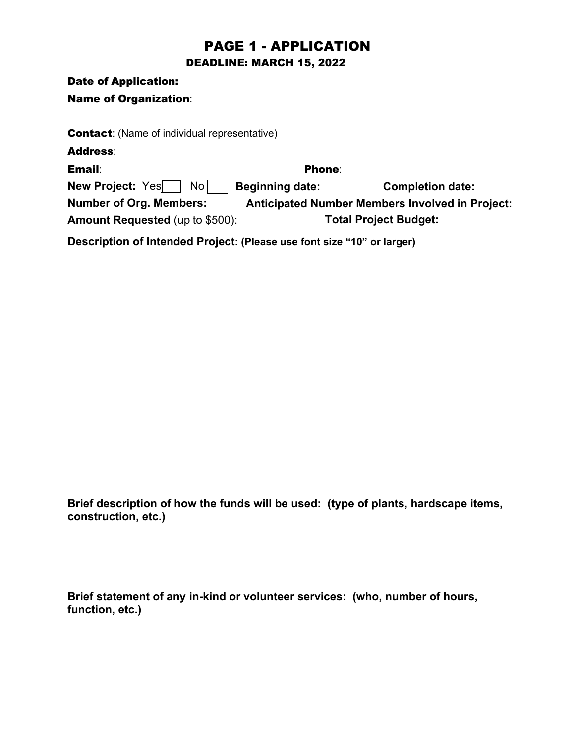# PAGE 1 - APPLICATION

## DEADLINE: MARCH 15, 2022

**Date of Application:**

**Name of Organization**:

**Contact**: (Name of individual representative)

**Address**:

**Email**: **Phone**:

**New Project:** Yes ☐ No ☐ **Beginning date:** **Completion date:**

**Number of Org. Members:** **Anticipated Number Members Involved in Project:**

**Amount Requested** (up to $500): **Total Project Budget:**

**Description of Intended Project: (Please use font size "10" or larger)**

**Brief description of how the funds will be used: (type of plants, hardscape items, construction, etc.)**

**Brief statement of any in-kind or volunteer services: (who, number of hours, function, etc.)**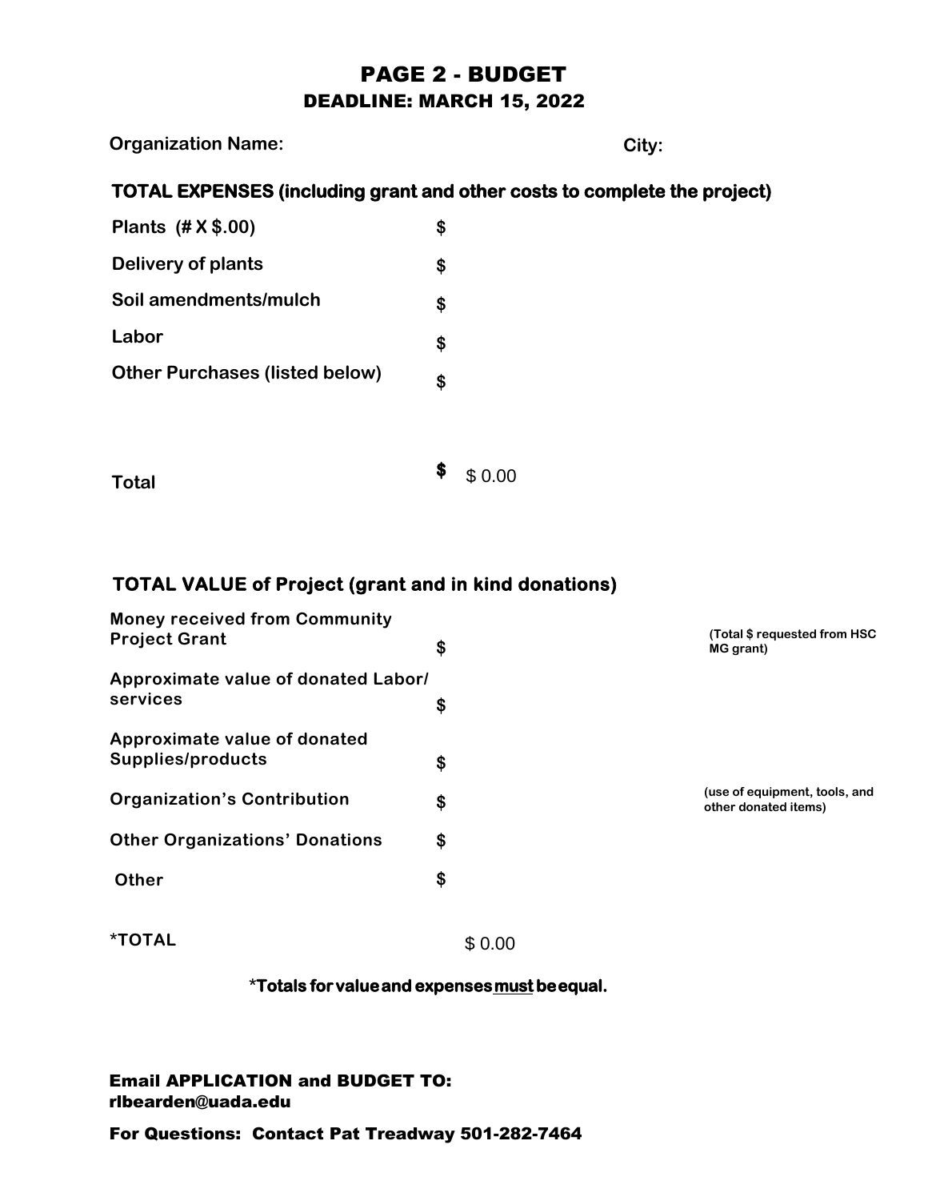# PAGE 2 - BUDGET

## DEADLINE: MARCH 15, 2022

**Organization Name:** **City:**

### TOTAL EXPENSES (including grant and other costs to complete the project)

| | | |
|---|---|---|
| **Plants (# X $.00)** | **$** | |
| **Delivery of plants** | **$** | |
| **Soil amendments/mulch** | **$** | |
| **Labor** | **$** | |
| **Other Purchases (listed below)** | **$** | |
| **Total** | **$** | $ 0.00 |

### TOTAL VALUE of Project (grant and in kind donations)

| | | | |
|---|---|---|---|
| **Money received from Community Project Grant** | **$** | | **(Total $ requested from HSC MG grant)** |
| **Approximate value of donated Labor/ services** | **$** | | |
| **Approximate value of donated Supplies/products** | **$** | | |
| **Organization's Contribution** | **$** | | **(use of equipment, tools, and other donated items)** |
| **Other Organizations' Donations** | **$** | | |
| **Other** | **$** | | |
| ***TOTAL** | | $ 0.00 | |

***Totals for value and expenses <u>must</u> be equal.**

**Email APPLICATION and BUDGET TO:**
**rlbearden@uada.edu**

**For Questions: Contact Pat Treadway 501-282-7464**